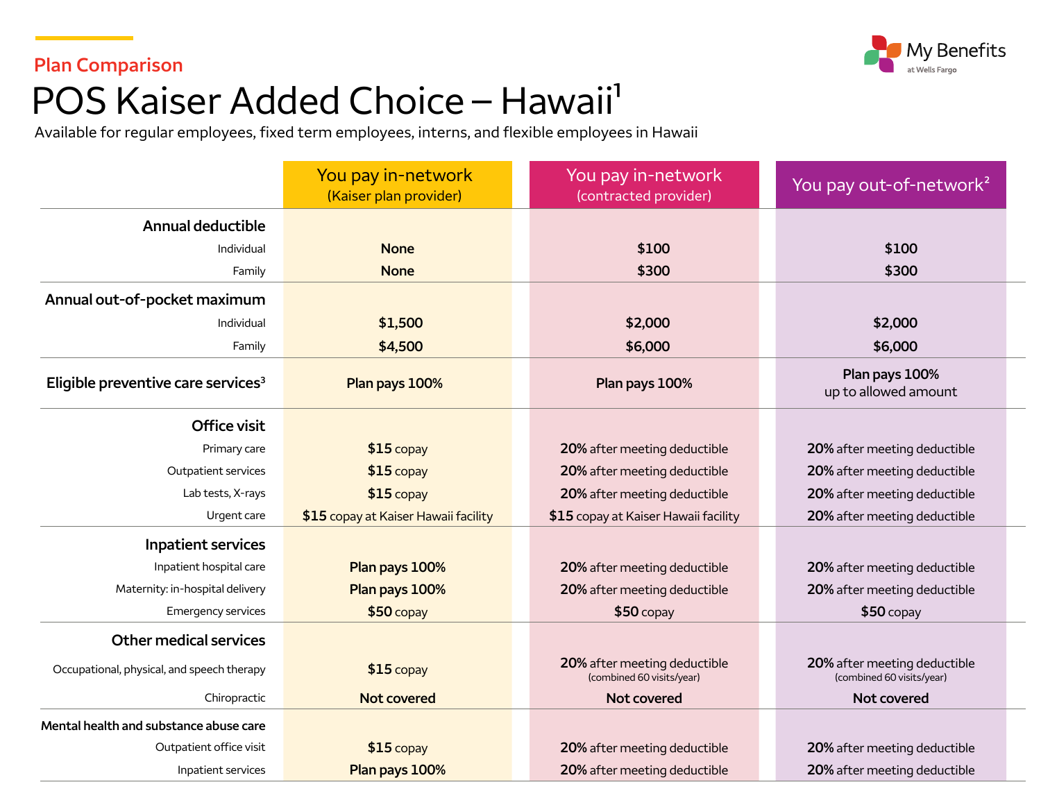Plan Comparison

# POS Kaiser Added Choice – Hawaii[1]

Available for regular employees, fixed term employees, interns, and flexible employees in Hawaii

| | You pay in-network (Kaiser plan provider) | You pay in-network (contracted provider) | You pay out-of-network[2] |
|---|---|---|---|
| **Annual deductible** | | | |
| Individual | **None** | **$100** | **$100** |
| Family | **None** | **$300** | **$300** |
| **Annual out-of-pocket maximum** | | | |
| Individual | **$1,500** | **$2,000** | **$2,000** |
| Family | **$4,500** | **$6,000** | **$6,000** |
| **Eligible preventive care services[3]** | **Plan pays 100%** | **Plan pays 100%** | **Plan pays 100%** up to allowed amount |
| **Office visit** | | | |
| Primary care | **$15** copay | **20%** after meeting deductible | **20%** after meeting deductible |
| Outpatient services | **$15** copay | **20%** after meeting deductible | **20%** after meeting deductible |
| Lab tests, X-rays | **$15** copay | **20%** after meeting deductible | **20%** after meeting deductible |
| Urgent care | **$15** copay at Kaiser Hawaii facility | **$15** copay at Kaiser Hawaii facility | **20%** after meeting deductible |
| **Inpatient services** | | | |
| Inpatient hospital care | **Plan pays 100%** | **20%** after meeting deductible | **20%** after meeting deductible |
| Maternity: in-hospital delivery | **Plan pays 100%** | **20%** after meeting deductible | **20%** after meeting deductible |
| Emergency services | **$50** copay | **$50** copay | **$50** copay |
| **Other medical services** | | | |
| Occupational, physical, and speech therapy | **$15** copay | **20%** after meeting deductible (combined 60 visits/year) | **20%** after meeting deductible (combined 60 visits/year) |
| Chiropractic | **Not covered** | **Not covered** | **Not covered** |
| **Mental health and substance abuse care** | | | |
| Outpatient office visit | **$15** copay | **20%** after meeting deductible | **20%** after meeting deductible |
| Inpatient services | **Plan pays 100%** | **20%** after meeting deductible | **20%** after meeting deductible |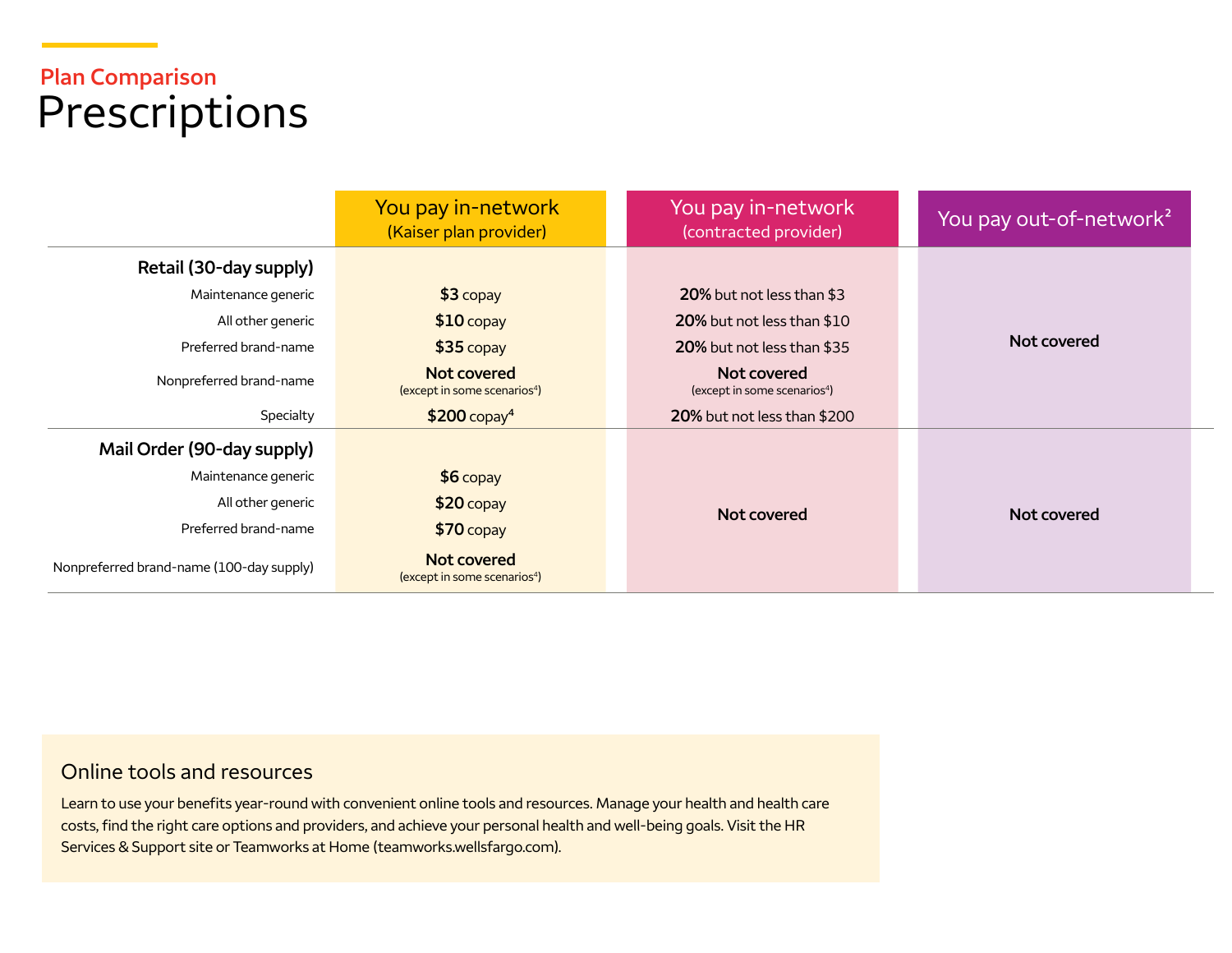## Plan Comparison

# Prescriptions

| | You pay in-network (Kaiser plan provider) | You pay in-network (contracted provider) | You pay out-of-network[2] |
|---|---|---|---|
| **Retail (30-day supply)** | | | |
| Maintenance generic | **$3** copay | **20%** but not less than $3 | Not covered |
| All other generic | **$10** copay | **20%** but not less than $10 | Not covered |
| Preferred brand-name | **$35** copay | **20%** but not less than $35 | Not covered |
| Nonpreferred brand-name | **Not covered** (except in some scenarios[4]) | **Not covered** (except in some scenarios[4]) | Not covered |
| Specialty | **$200** copay[4] | **20%** but not less than $200 | Not covered |
| **Mail Order (90-day supply)** | | | |
| Maintenance generic | **$6** copay | **Not covered** | **Not covered** |
| All other generic | **$20** copay | **Not covered** | **Not covered** |
| Preferred brand-name | **$70** copay | **Not covered** | **Not covered** |
| Nonpreferred brand-name (100-day supply) | **Not covered** (except in some scenarios[4]) | **Not covered** | **Not covered** |

### Online tools and resources

Learn to use your benefits year-round with convenient online tools and resources. Manage your health and health care costs, find the right care options and providers, and achieve your personal health and well-being goals. Visit the HR Services & Support site or Teamworks at Home (teamworks.wellsfargo.com).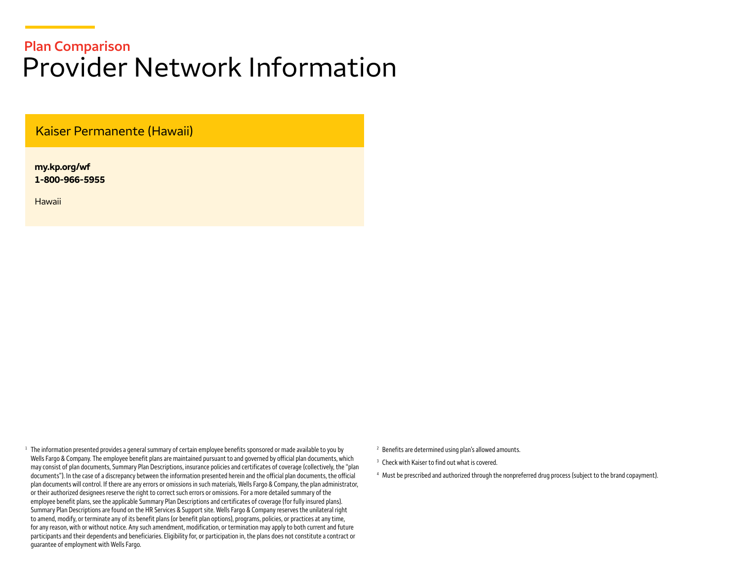Plan Comparison

# Provider Network Information

## Kaiser Permanente (Hawaii)

**my.kp.org/wf**
**1-800-966-5955**

Hawaii

[1] The information presented provides a general summary of certain employee benefits sponsored or made available to you by Wells Fargo & Company. The employee benefit plans are maintained pursuant to and governed by official plan documents, which may consist of plan documents, Summary Plan Descriptions, insurance policies and certificates of coverage (collectively, the "plan documents"). In the case of a discrepancy between the information presented herein and the official plan documents, the official plan documents will control. If there are any errors or omissions in such materials, Wells Fargo & Company, the plan administrator, or their authorized designees reserve the right to correct such errors or omissions. For a more detailed summary of the employee benefit plans, see the applicable Summary Plan Descriptions and certificates of coverage (for fully insured plans). Summary Plan Descriptions are found on the HR Services & Support site. Wells Fargo & Company reserves the unilateral right to amend, modify, or terminate any of its benefit plans (or benefit plan options), programs, policies, or practices at any time, for any reason, with or without notice. Any such amendment, modification, or termination may apply to both current and future participants and their dependents and beneficiaries. Eligibility for, or participation in, the plans does not constitute a contract or guarantee of employment with Wells Fargo.

[2] Benefits are determined using plan's allowed amounts.

[3] Check with Kaiser to find out what is covered.

[4] Must be prescribed and authorized through the nonpreferred drug process (subject to the brand copayment).